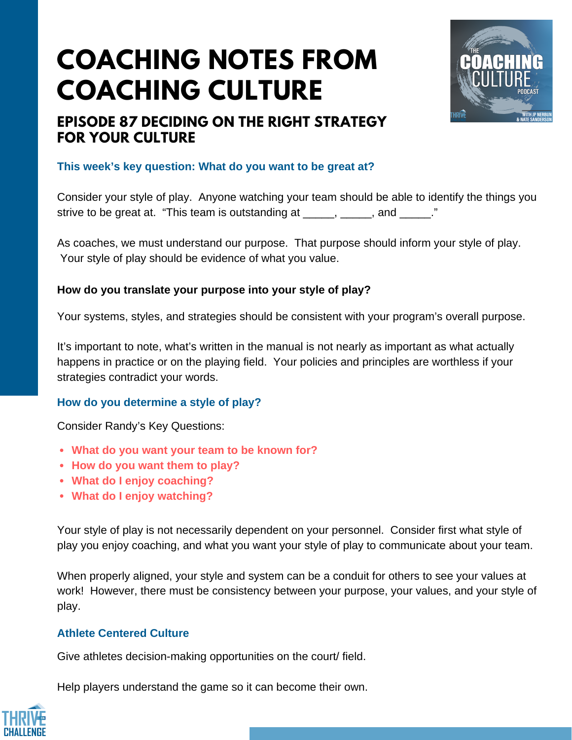# COACHING NOTES FROM COACHING CULTURE

## EPISODE 87 DECIDING ON THE RIGHT STRATEGY FOR YOUR CULTURE

### This week's key question: What do you want to be great at?

Consider your style of play. Anyone watching your team should be able to identify the things you strive to be great at. "This team is outstanding at _____, _____, and _____."

As coaches, we must understand our purpose. That purpose should inform your style of play. Your style of play should be evidence of what you value.

**How do you translate your purpose into your style of play?**

Your systems, styles, and strategies should be consistent with your program's overall purpose.

It's important to note, what's written in the manual is not nearly as important as what actually happens in practice or on the playing field. Your policies and principles are worthless if your strategies contradict your words.

### How do you determine a style of play?

Consider Randy's Key Questions:

- **What do you want your team to be known for?**
- **How do you want them to play?**
- **What do I enjoy coaching?**
- **What do I enjoy watching?**

Your style of play is not necessarily dependent on your personnel. Consider first what style of play you enjoy coaching, and what you want your style of play to communicate about your team.

When properly aligned, your style and system can be a conduit for others to see your values at work! However, there must be consistency between your purpose, your values, and your style of play.

### Athlete Centered Culture

Give athletes decision-making opportunities on the court/ field.

Help players understand the game so it can become their own.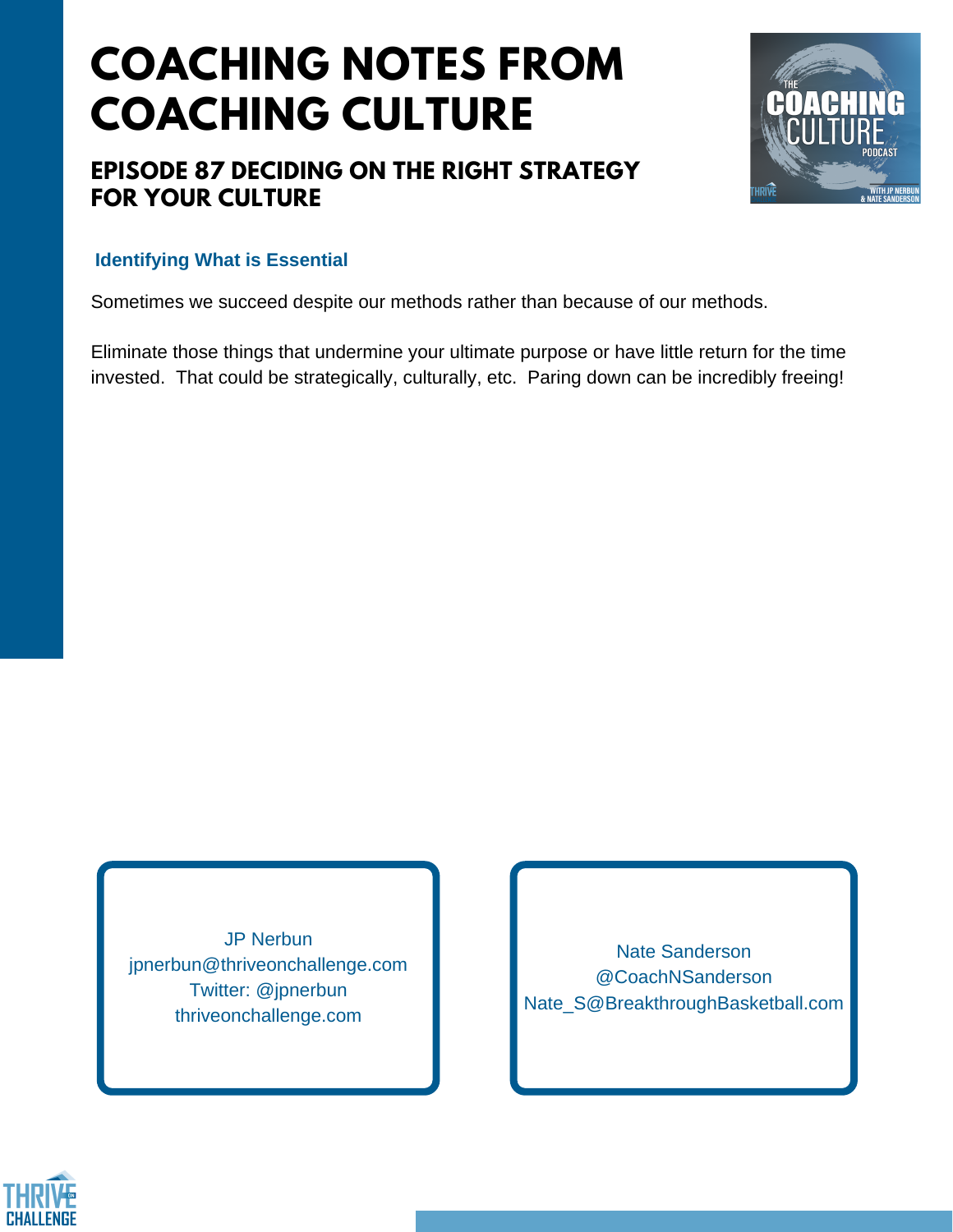# COACHING NOTES FROM COACHING CULTURE

## EPISODE 87 DECIDING ON THE RIGHT STRATEGY FOR YOUR CULTURE

### Identifying What is Essential

Sometimes we succeed despite our methods rather than because of our methods.

Eliminate those things that undermine your ultimate purpose or have little return for the time invested. That could be strategically, culturally, etc. Paring down can be incredibly freeing!

JP Nerbun
jpnerbun@thriveonchallenge.com
Twitter: @jpnerbun
thriveonchallenge.com

Nate Sanderson
@CoachNSanderson
Nate_S@BreakthroughBasketball.com